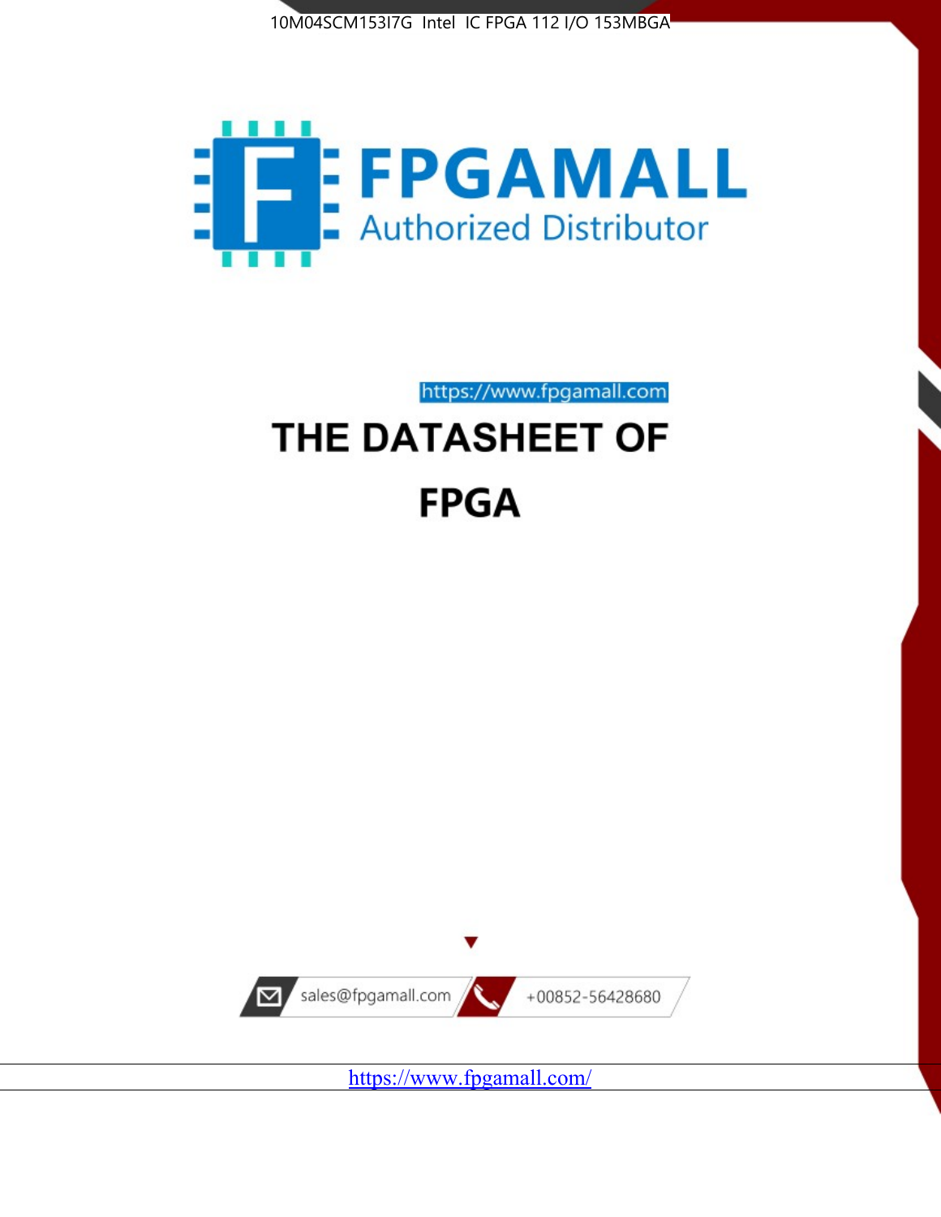10M04SCM153I7G Intel IC FPGA 112 I/O 153MBGA

FPGAMALL

Authorized Distributor

https://www.fpgamall.com

# THE DATASHEET OF

# FPGA

sales@fpgamall.com

+00852-56428680

https://www.fpgamall.com/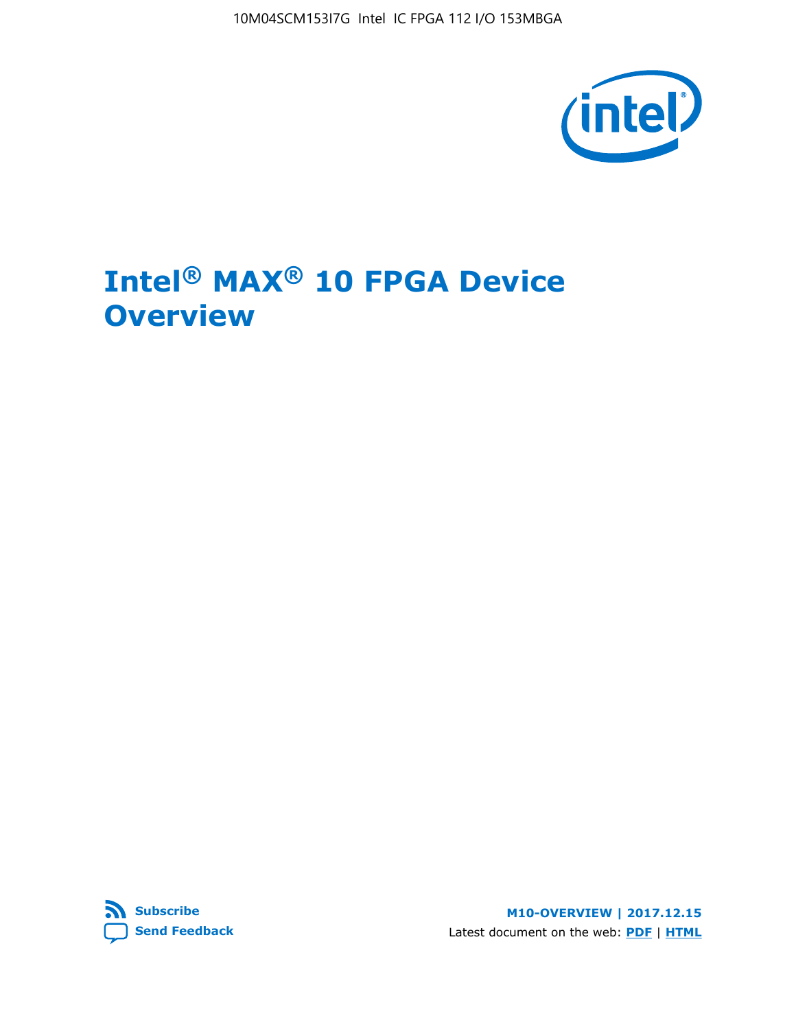# Intel® MAX® 10 FPGA Device Overview

M10-OVERVIEW | 2017.12.15

Latest document on the web: PDF | HTML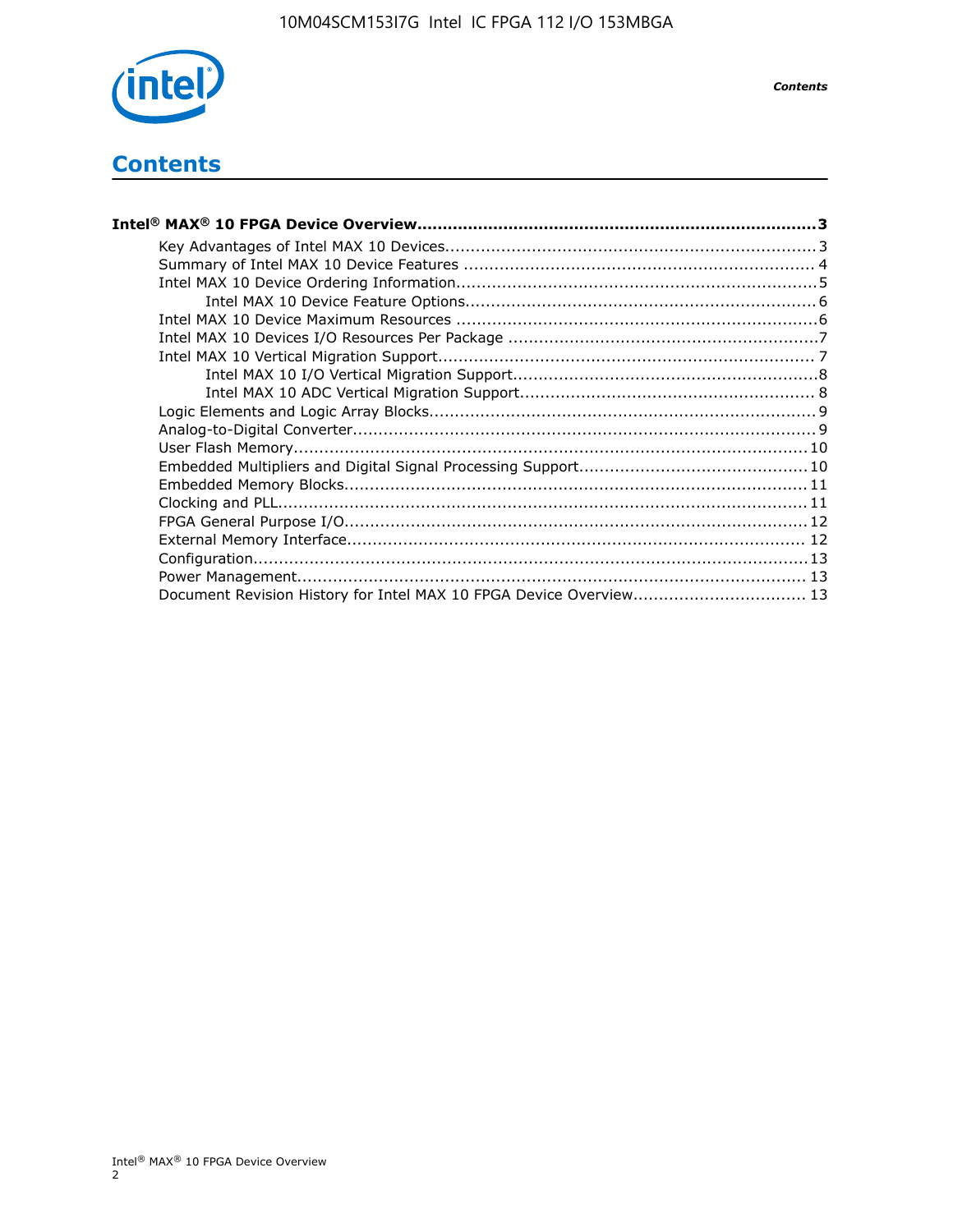# Contents

**Intel® MAX® 10 FPGA Device Overview............................................................................3**

- Key Advantages of Intel MAX 10 Devices........................................................................3
- Summary of Intel MAX 10 Device Features .................................................................... 4
- Intel MAX 10 Device Ordering Information......................................................................5
    - Intel MAX 10 Device Feature Options....................................................................6
- Intel MAX 10 Device Maximum Resources ......................................................................6
- Intel MAX 10 Devices I/O Resources Per Package ............................................................7
- Intel MAX 10 Vertical Migration Support......................................................................... 7
    - Intel MAX 10 I/O Vertical Migration Support...........................................................8
    - Intel MAX 10 ADC Vertical Migration Support......................................................... 8
- Logic Elements and Logic Array Blocks...........................................................................9
- Analog-to-Digital Converter..........................................................................................9
- User Flash Memory....................................................................................................10
- Embedded Multipliers and Digital Signal Processing Support............................................10
- Embedded Memory Blocks..........................................................................................11
- Clocking and PLL.......................................................................................................11
- FPGA General Purpose I/O..........................................................................................12
- External Memory Interface......................................................................................... 12
- Configuration............................................................................................................13
- Power Management................................................................................................... 13
- Document Revision History for Intel MAX 10 FPGA Device Overview................................. 13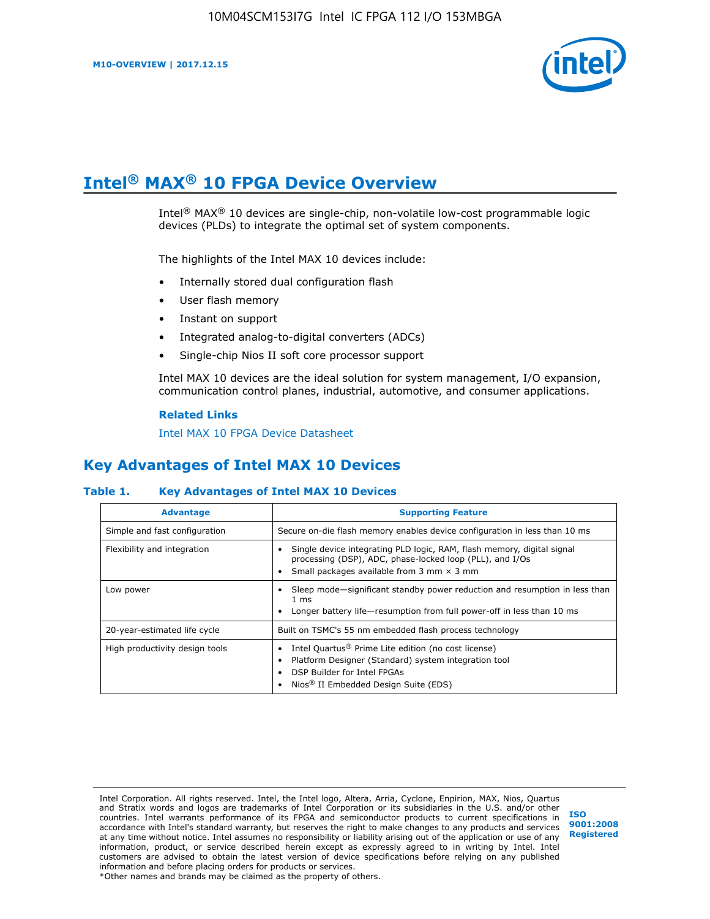# Intel® MAX® 10 FPGA Device Overview

Intel® MAX® 10 devices are single-chip, non-volatile low-cost programmable logic devices (PLDs) to integrate the optimal set of system components.

The highlights of the Intel MAX 10 devices include:

- Internally stored dual configuration flash
- User flash memory
- Instant on support
- Integrated analog-to-digital converters (ADCs)
- Single-chip Nios II soft core processor support

Intel MAX 10 devices are the ideal solution for system management, I/O expansion, communication control planes, industrial, automotive, and consumer applications.

**Related Links**

Intel MAX 10 FPGA Device Datasheet

## Key Advantages of Intel MAX 10 Devices

**Table 1. Key Advantages of Intel MAX 10 Devices**

| Advantage | Supporting Feature |
|---|---|
| Simple and fast configuration | Secure on-die flash memory enables device configuration in less than 10 ms |
| Flexibility and integration | • Single device integrating PLD logic, RAM, flash memory, digital signal processing (DSP), ADC, phase-locked loop (PLL), and I/Os<br>• Small packages available from 3 mm × 3 mm |
| Low power | • Sleep mode—significant standby power reduction and resumption in less than 1 ms<br>• Longer battery life—resumption from full power-off in less than 10 ms |
| 20-year-estimated life cycle | Built on TSMC's 55 nm embedded flash process technology |
| High productivity design tools | • Intel Quartus® Prime Lite edition (no cost license)<br>• Platform Designer (Standard) system integration tool<br>• DSP Builder for Intel FPGAs<br>• Nios® II Embedded Design Suite (EDS) |

Intel Corporation. All rights reserved. Intel, the Intel logo, Altera, Arria, Cyclone, Enpirion, MAX, Nios, Quartus and Stratix words and logos are trademarks of Intel Corporation or its subsidiaries in the U.S. and/or other countries. Intel warrants performance of its FPGA and semiconductor products to current specifications in accordance with Intel's standard warranty, but reserves the right to make changes to any products and services at any time without notice. Intel assumes no responsibility or liability arising out of the application or use of any information, product, or service described herein except as expressly agreed to in writing by Intel. Intel customers are advised to obtain the latest version of device specifications before relying on any published information and before placing orders for products or services.
*Other names and brands may be claimed as the property of others.

ISO 9001:2008 Registered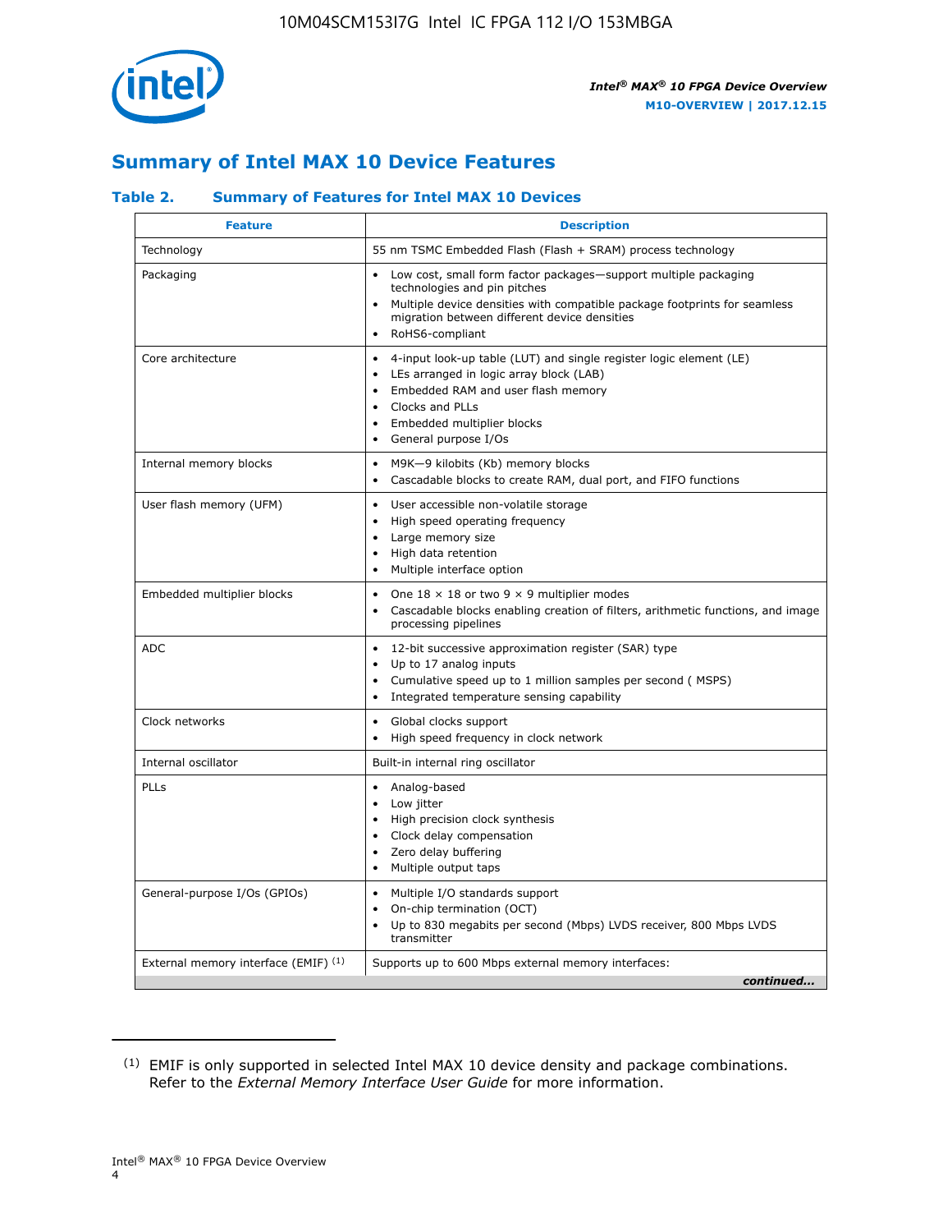## Summary of Intel MAX 10 Device Features

### Table 2. Summary of Features for Intel MAX 10 Devices

| Feature | Description |
|---|---|
| Technology | 55 nm TSMC Embedded Flash (Flash + SRAM) process technology |
| Packaging | • Low cost, small form factor packages—support multiple packaging technologies and pin pitches<br>• Multiple device densities with compatible package footprints for seamless migration between different device densities<br>• RoHS6-compliant |
| Core architecture | • 4-input look-up table (LUT) and single register logic element (LE)<br>• LEs arranged in logic array block (LAB)<br>• Embedded RAM and user flash memory<br>• Clocks and PLLs<br>• Embedded multiplier blocks<br>• General purpose I/Os |
| Internal memory blocks | • M9K—9 kilobits (Kb) memory blocks<br>• Cascadable blocks to create RAM, dual port, and FIFO functions |
| User flash memory (UFM) | • User accessible non-volatile storage<br>• High speed operating frequency<br>• Large memory size<br>• High data retention<br>• Multiple interface option |
| Embedded multiplier blocks | • One 18 × 18 or two 9 × 9 multiplier modes<br>• Cascadable blocks enabling creation of filters, arithmetic functions, and image processing pipelines |
| ADC | • 12-bit successive approximation register (SAR) type<br>• Up to 17 analog inputs<br>• Cumulative speed up to 1 million samples per second ( MSPS)<br>• Integrated temperature sensing capability |
| Clock networks | • Global clocks support<br>• High speed frequency in clock network |
| Internal oscillator | Built-in internal ring oscillator |
| PLLs | • Analog-based<br>• Low jitter<br>• High precision clock synthesis<br>• Clock delay compensation<br>• Zero delay buffering<br>• Multiple output taps |
| General-purpose I/Os (GPIOs) | • Multiple I/O standards support<br>• On-chip termination (OCT)<br>• Up to 830 megabits per second (Mbps) LVDS receiver, 800 Mbps LVDS transmitter |
| External memory interface (EMIF) [1] | Supports up to 600 Mbps external memory interfaces: |

*continued...*

[1] EMIF is only supported in selected Intel MAX 10 device density and package combinations. Refer to the *External Memory Interface User Guide* for more information.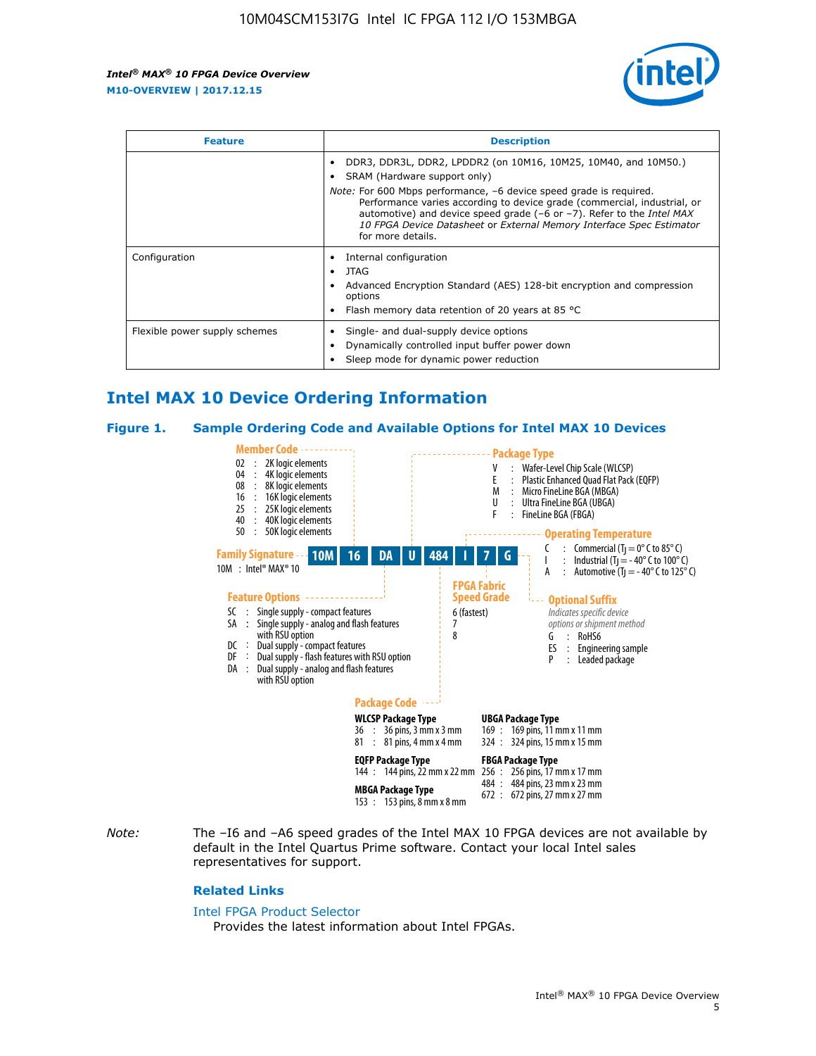| Feature | Description |
| --- | --- |
| | • DDR3, DDR3L, DDR2, LPDDR2 (on 10M16, 10M25, 10M40, and 10M50.)<br>• SRAM (Hardware support only)<br>*Note:* For 600 Mbps performance, −6 device speed grade is required. Performance varies according to device grade (commercial, industrial, or automotive) and device speed grade (−6 or −7). Refer to the *Intel MAX 10 FPGA Device Datasheet* or *External Memory Interface Spec Estimator* for more details. |
| Configuration | • Internal configuration<br>• JTAG<br>• Advanced Encryption Standard (AES) 128-bit encryption and compression options<br>• Flash memory data retention of 20 years at 85 °C |
| Flexible power supply schemes | • Single- and dual-supply device options<br>• Dynamically controlled input buffer power down<br>• Sleep mode for dynamic power reduction |

## Intel MAX 10 Device Ordering Information

**Figure 1. Sample Ordering Code and Available Options for Intel MAX 10 Devices**

Sample ordering code: 10M 16 DA U 484 I 7 G

**Family Signature**
- 10M : Intel® MAX® 10

**Member Code**
- 02 : 2K logic elements
- 04 : 4K logic elements
- 08 : 8K logic elements
- 16 : 16K logic elements
- 25 : 25K logic elements
- 40 : 40K logic elements
- 50 : 50K logic elements

**Feature Options**
- SC : Single supply - compact features
- SA : Single supply - analog and flash features with RSU option
- DC : Dual supply - compact features
- DF : Dual supply - flash features with RSU option
- DA : Dual supply - analog and flash features with RSU option

**Package Type**
- V : Wafer-Level Chip Scale (WLCSP)
- E : Plastic Enhanced Quad Flat Pack (EQFP)
- M : Micro FineLine BGA (MBGA)
- U : Ultra FineLine BGA (UBGA)
- F : FineLine BGA (FBGA)

**Package Code**

WLCSP Package Type
- 36 : 36 pins, 3 mm x 3 mm
- 81 : 81 pins, 4 mm x 4 mm

EQFP Package Type
- 144 : 144 pins, 22 mm x 22 mm

MBGA Package Type
- 153 : 153 pins, 8 mm x 8 mm

UBGA Package Type
- 169 : 169 pins, 11 mm x 11 mm
- 324 : 324 pins, 15 mm x 15 mm

FBGA Package Type
- 256 : 256 pins, 17 mm x 17 mm
- 484 : 484 pins, 23 mm x 23 mm
- 672 : 672 pins, 27 mm x 27 mm

**Operating Temperature**
- C : Commercial ($T_J$ = 0° C to 85° C)
- I : Industrial ($T_J$ = -40° C to 100° C)
- A : Automotive ($T_J$ = -40° C to 125° C)

**FPGA Fabric Speed Grade**
- 6 (fastest)
- 7
- 8

**Optional Suffix**

*Indicates specific device options or shipment method*
- G : RoHS6
- ES : Engineering sample
- P : Leaded package

*Note:* The –I6 and –A6 speed grades of the Intel MAX 10 FPGA devices are not available by default in the Intel Quartus Prime software. Contact your local Intel sales representatives for support.

### Related Links

Intel FPGA Product Selector

Provides the latest information about Intel FPGAs.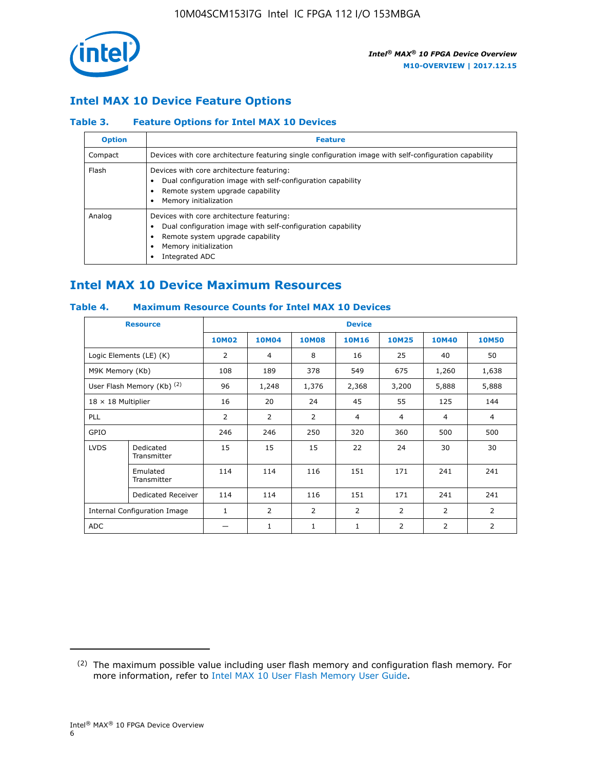## Intel MAX 10 Device Feature Options

### Table 3. Feature Options for Intel MAX 10 Devices

| Option | Feature |
|---|---|
| Compact | Devices with core architecture featuring single configuration image with self-configuration capability |
| Flash | Devices with core architecture featuring:<br>• Dual configuration image with self-configuration capability<br>• Remote system upgrade capability<br>• Memory initialization |
| Analog | Devices with core architecture featuring:<br>• Dual configuration image with self-configuration capability<br>• Remote system upgrade capability<br>• Memory initialization<br>• Integrated ADC |

## Intel MAX 10 Device Maximum Resources

### Table 4. Maximum Resource Counts for Intel MAX 10 Devices

| Resource | | Device | | | | | | |
|---|---|---|---|---|---|---|---|---|
| | | 10M02 | 10M04 | 10M08 | 10M16 | 10M25 | 10M40 | 10M50 |
| Logic Elements (LE) (K) | | 2 | 4 | 8 | 16 | 25 | 40 | 50 |
| M9K Memory (Kb) | | 108 | 189 | 378 | 549 | 675 | 1,260 | 1,638 |
| User Flash Memory (Kb) [2] | | 96 | 1,248 | 1,376 | 2,368 | 3,200 | 5,888 | 5,888 |
| 18 × 18 Multiplier | | 16 | 20 | 24 | 45 | 55 | 125 | 144 |
| PLL | | 2 | 2 | 2 | 4 | 4 | 4 | 4 |
| GPIO | | 246 | 246 | 250 | 320 | 360 | 500 | 500 |
| LVDS | Dedicated Transmitter | 15 | 15 | 15 | 22 | 24 | 30 | 30 |
| | Emulated Transmitter | 114 | 114 | 116 | 151 | 171 | 241 | 241 |
| | Dedicated Receiver | 114 | 114 | 116 | 151 | 171 | 241 | 241 |
| Internal Configuration Image | | 1 | 2 | 2 | 2 | 2 | 2 | 2 |
| ADC | | — | 1 | 1 | 1 | 2 | 2 | 2 |

(2) The maximum possible value including user flash memory and configuration flash memory. For more information, refer to Intel MAX 10 User Flash Memory User Guide.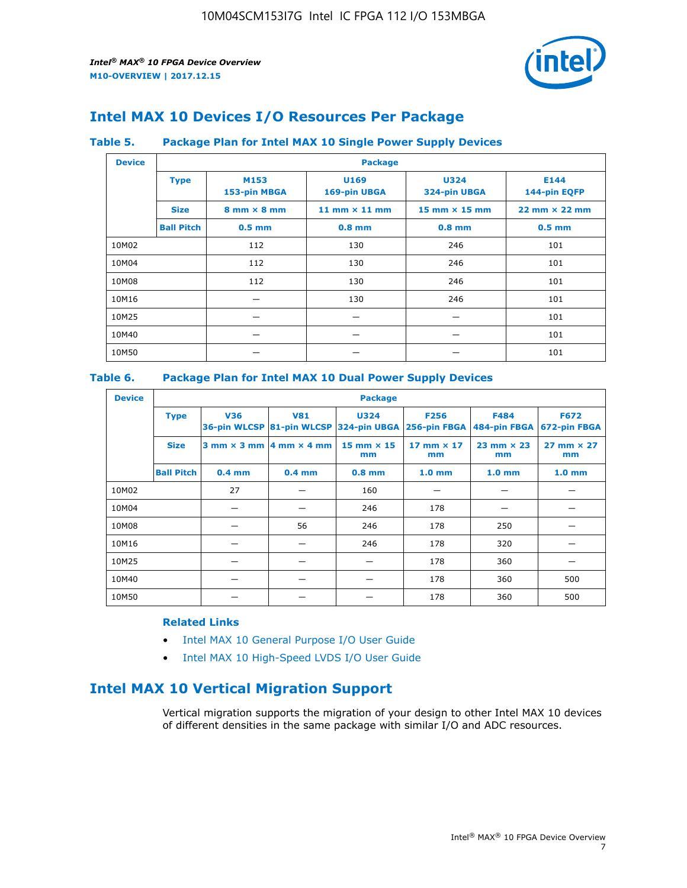## Intel MAX 10 Devices I/O Resources Per Package

### Table 5. Package Plan for Intel MAX 10 Single Power Supply Devices

| Device | Package | | | | |
|---|---|---|---|---|---|
| | **Type** | **M153 153-pin MBGA** | **U169 169-pin UBGA** | **U324 324-pin UBGA** | **E144 144-pin EQFP** |
| | **Size** | **8 mm × 8 mm** | **11 mm × 11 mm** | **15 mm × 15 mm** | **22 mm × 22 mm** |
| | **Ball Pitch** | **0.5 mm** | **0.8 mm** | **0.8 mm** | **0.5 mm** |
| 10M02 | | 112 | 130 | 246 | 101 |
| 10M04 | | 112 | 130 | 246 | 101 |
| 10M08 | | 112 | 130 | 246 | 101 |
| 10M16 | | — | 130 | 246 | 101 |
| 10M25 | | — | — | — | 101 |
| 10M40 | | — | — | — | 101 |
| 10M50 | | — | — | — | 101 |

### Table 6. Package Plan for Intel MAX 10 Dual Power Supply Devices

| Device | Package | | | | | | |
|---|---|---|---|---|---|---|---|
| | **Type** | **V36 36-pin WLCSP** | **V81 81-pin WLCSP** | **U324 324-pin UBGA** | **F256 256-pin FBGA** | **F484 484-pin FBGA** | **F672 672-pin FBGA** |
| | **Size** | **3 mm × 3 mm** | **4 mm × 4 mm** | **15 mm × 15 mm** | **17 mm × 17 mm** | **23 mm × 23 mm** | **27 mm × 27 mm** |
| | **Ball Pitch** | **0.4 mm** | **0.4 mm** | **0.8 mm** | **1.0 mm** | **1.0 mm** | **1.0 mm** |
| 10M02 | | 27 | — | 160 | — | — | — |
| 10M04 | | — | — | 246 | 178 | — | — |
| 10M08 | | — | 56 | 246 | 178 | 250 | — |
| 10M16 | | — | — | 246 | 178 | 320 | — |
| 10M25 | | — | — | — | 178 | 360 | — |
| 10M40 | | — | — | — | 178 | 360 | 500 |
| 10M50 | | — | — | — | 178 | 360 | 500 |

**Related Links**

- Intel MAX 10 General Purpose I/O User Guide
- Intel MAX 10 High-Speed LVDS I/O User Guide

## Intel MAX 10 Vertical Migration Support

Vertical migration supports the migration of your design to other Intel MAX 10 devices of different densities in the same package with similar I/O and ADC resources.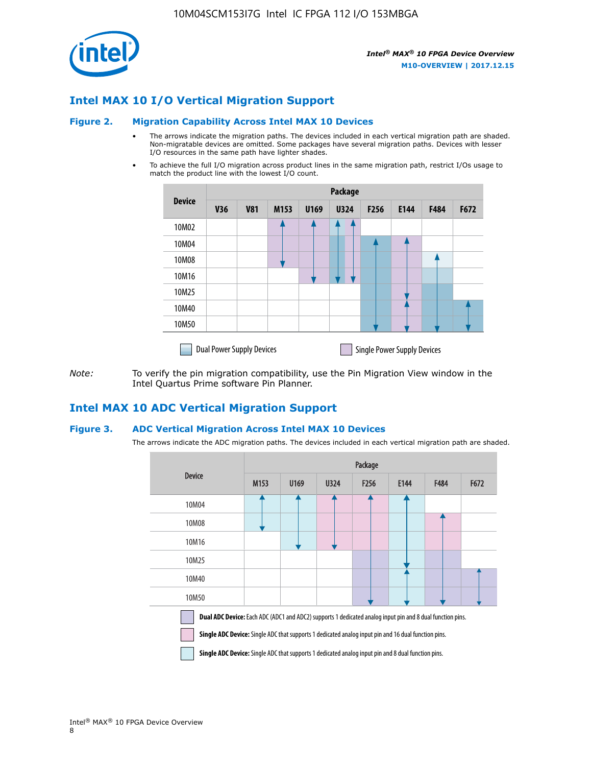## Intel MAX 10 I/O Vertical Migration Support

### Figure 2. Migration Capability Across Intel MAX 10 Devices

- The arrows indicate the migration paths. The devices included in each vertical migration path are shaded. Non-migratable devices are omitted. Some packages have several migration paths. Devices with lesser I/O resources in the same path have lighter shades.
- To achieve the full I/O migration across product lines in the same migration path, restrict I/Os usage to match the product line with the lowest I/O count.

| Device | Package | | | | | | | | |
|---|---|---|---|---|---|---|---|---|---|
| | V36 | V81 | M153 | U169 | U324 | F256 | E144 | F484 | F672 |
| 10M02 | | | | | | | | | |
| 10M04 | | | | | | | | | |
| 10M08 | | | | | | | | | |
| 10M16 | | | | | | | | | |
| 10M25 | | | | | | | | | |
| 10M40 | | | | | | | | | |
| 10M50 | | | | | | | | | |

Dual Power Supply Devices    Single Power Supply Devices

*Note:* To verify the pin migration compatibility, use the Pin Migration View window in the Intel Quartus Prime software Pin Planner.

## Intel MAX 10 ADC Vertical Migration Support

### Figure 3. ADC Vertical Migration Across Intel MAX 10 Devices

The arrows indicate the ADC migration paths. The devices included in each vertical migration path are shaded.

| Device | Package | | | | | | |
|---|---|---|---|---|---|---|---|
| | M153 | U169 | U324 | F256 | E144 | F484 | F672 |
| 10M04 | | | | | | | |
| 10M08 | | | | | | | |
| 10M16 | | | | | | | |
| 10M25 | | | | | | | |
| 10M40 | | | | | | | |
| 10M50 | | | | | | | |

**Dual ADC Device:** Each ADC (ADC1 and ADC2) supports 1 dedicated analog input pin and 8 dual function pins.

**Single ADC Device:** Single ADC that supports 1 dedicated analog input pin and 16 dual function pins.

**Single ADC Device:** Single ADC that supports 1 dedicated analog input pin and 8 dual function pins.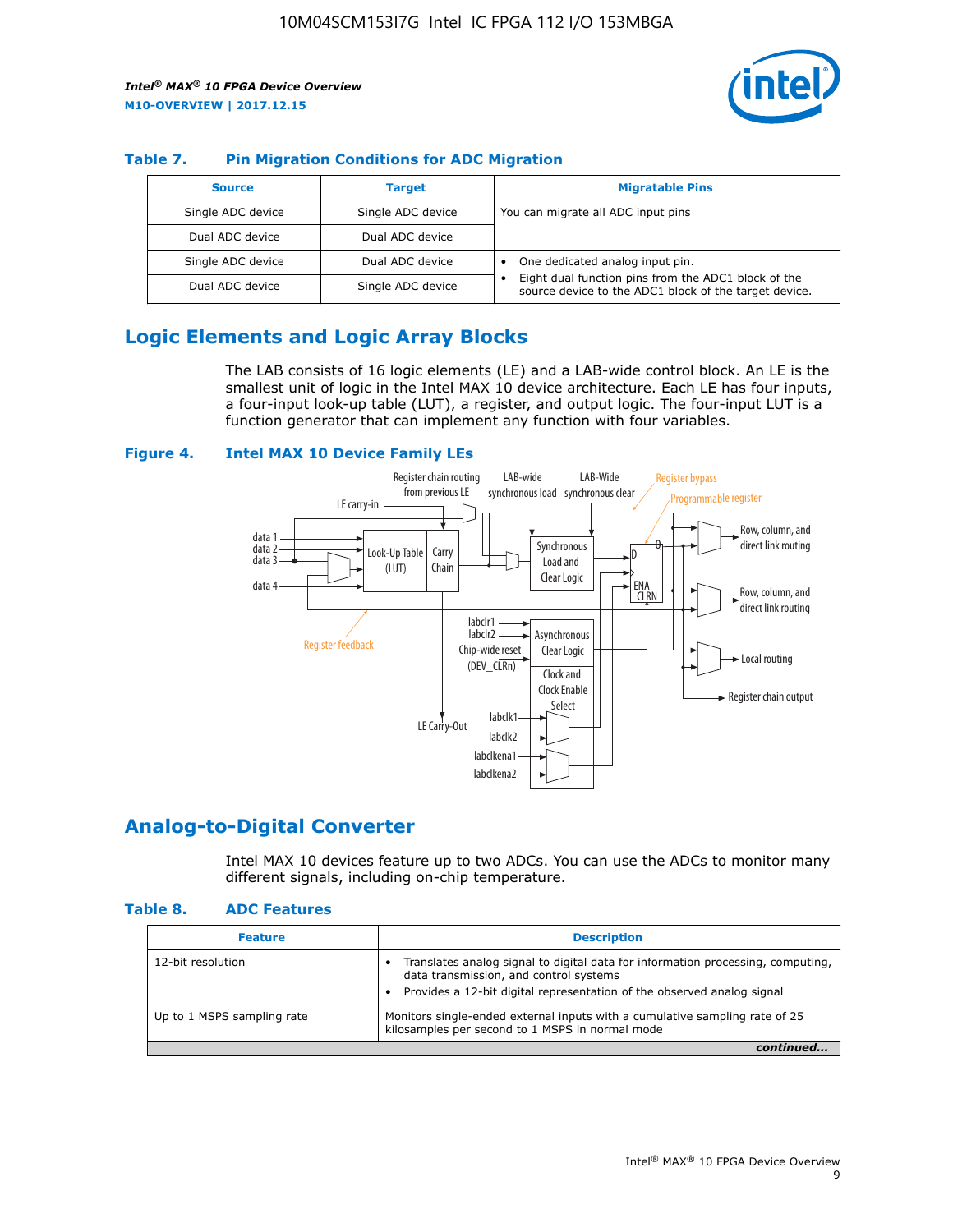### Table 7. Pin Migration Conditions for ADC Migration

| Source | Target | Migratable Pins |
| --- | --- | --- |
| Single ADC device | Single ADC device | You can migrate all ADC input pins |
| Dual ADC device | Dual ADC device | |
| Single ADC device | Dual ADC device | • One dedicated analog input pin. • Eight dual function pins from the ADC1 block of the source device to the ADC1 block of the target device. |
| Dual ADC device | Single ADC device | |

## Logic Elements and Logic Array Blocks

The LAB consists of 16 logic elements (LE) and a LAB-wide control block. An LE is the smallest unit of logic in the Intel MAX 10 device architecture. Each LE has four inputs, a four-input look-up table (LUT), a register, and output logic. The four-input LUT is a function generator that can implement any function with four variables.

### Figure 4. Intel MAX 10 Device Family LEs

## Analog-to-Digital Converter

Intel MAX 10 devices feature up to two ADCs. You can use the ADCs to monitor many different signals, including on-chip temperature.

### Table 8. ADC Features

| Feature | Description |
| --- | --- |
| 12-bit resolution | • Translates analog signal to digital data for information processing, computing, data transmission, and control systems • Provides a 12-bit digital representation of the observed analog signal |
| Up to 1 MSPS sampling rate | Monitors single-ended external inputs with a cumulative sampling rate of 25 kilosamples per second to 1 MSPS in normal mode |

*continued...*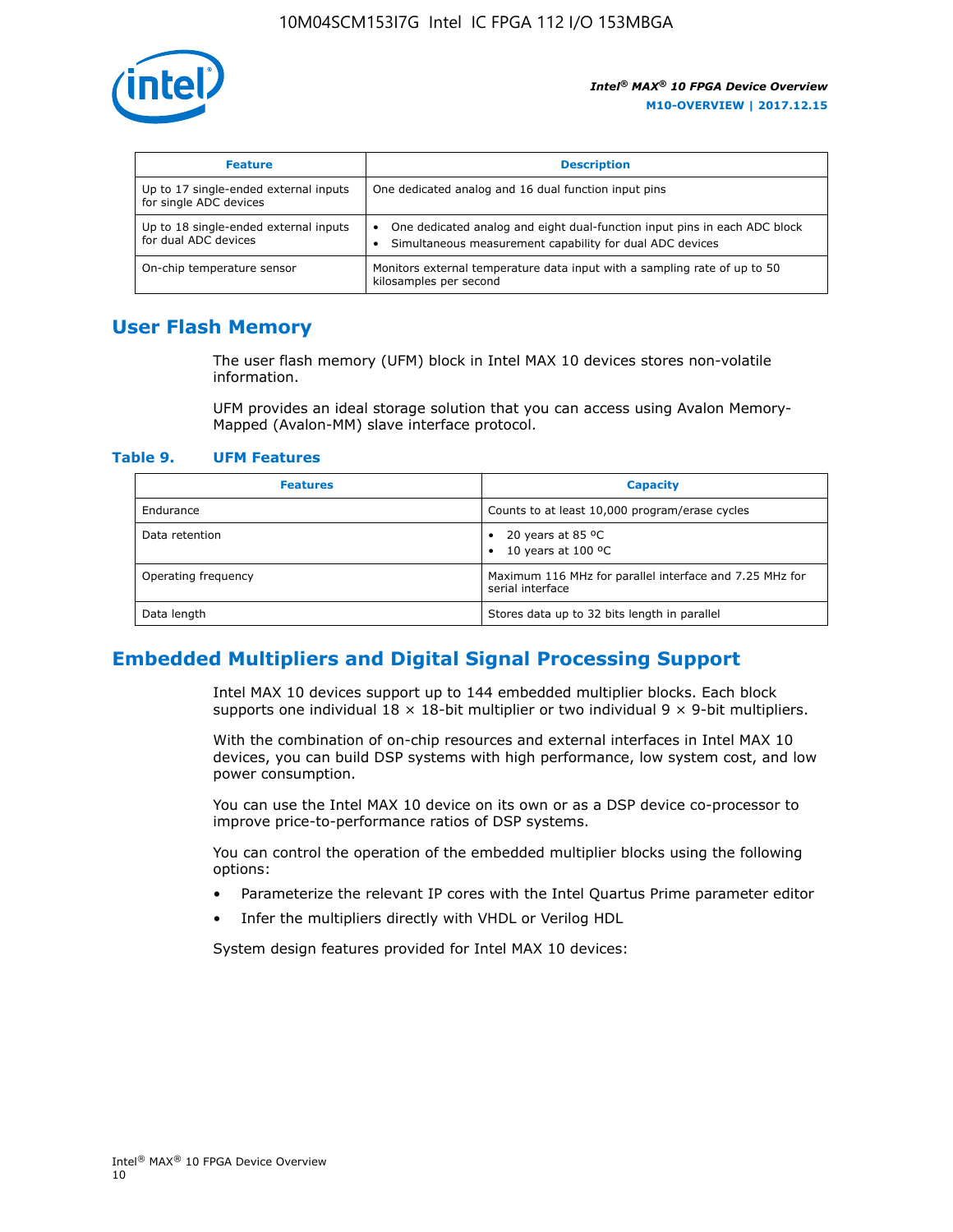| Feature | Description |
| --- | --- |
| Up to 17 single-ended external inputs for single ADC devices | One dedicated analog and 16 dual function input pins |
| Up to 18 single-ended external inputs for dual ADC devices | • One dedicated analog and eight dual-function input pins in each ADC block<br>• Simultaneous measurement capability for dual ADC devices |
| On-chip temperature sensor | Monitors external temperature data input with a sampling rate of up to 50 kilosamples per second |

## User Flash Memory

The user flash memory (UFM) block in Intel MAX 10 devices stores non-volatile information.

UFM provides an ideal storage solution that you can access using Avalon Memory-Mapped (Avalon-MM) slave interface protocol.

### Table 9. UFM Features

| Features | Capacity |
| --- | --- |
| Endurance | Counts to at least 10,000 program/erase cycles |
| Data retention | • 20 years at 85 ºC<br>• 10 years at 100 ºC |
| Operating frequency | Maximum 116 MHz for parallel interface and 7.25 MHz for serial interface |
| Data length | Stores data up to 32 bits length in parallel |

## Embedded Multipliers and Digital Signal Processing Support

Intel MAX 10 devices support up to 144 embedded multiplier blocks. Each block supports one individual 18 × 18-bit multiplier or two individual 9 × 9-bit multipliers.

With the combination of on-chip resources and external interfaces in Intel MAX 10 devices, you can build DSP systems with high performance, low system cost, and low power consumption.

You can use the Intel MAX 10 device on its own or as a DSP device co-processor to improve price-to-performance ratios of DSP systems.

You can control the operation of the embedded multiplier blocks using the following options:

- Parameterize the relevant IP cores with the Intel Quartus Prime parameter editor
- Infer the multipliers directly with VHDL or Verilog HDL

System design features provided for Intel MAX 10 devices: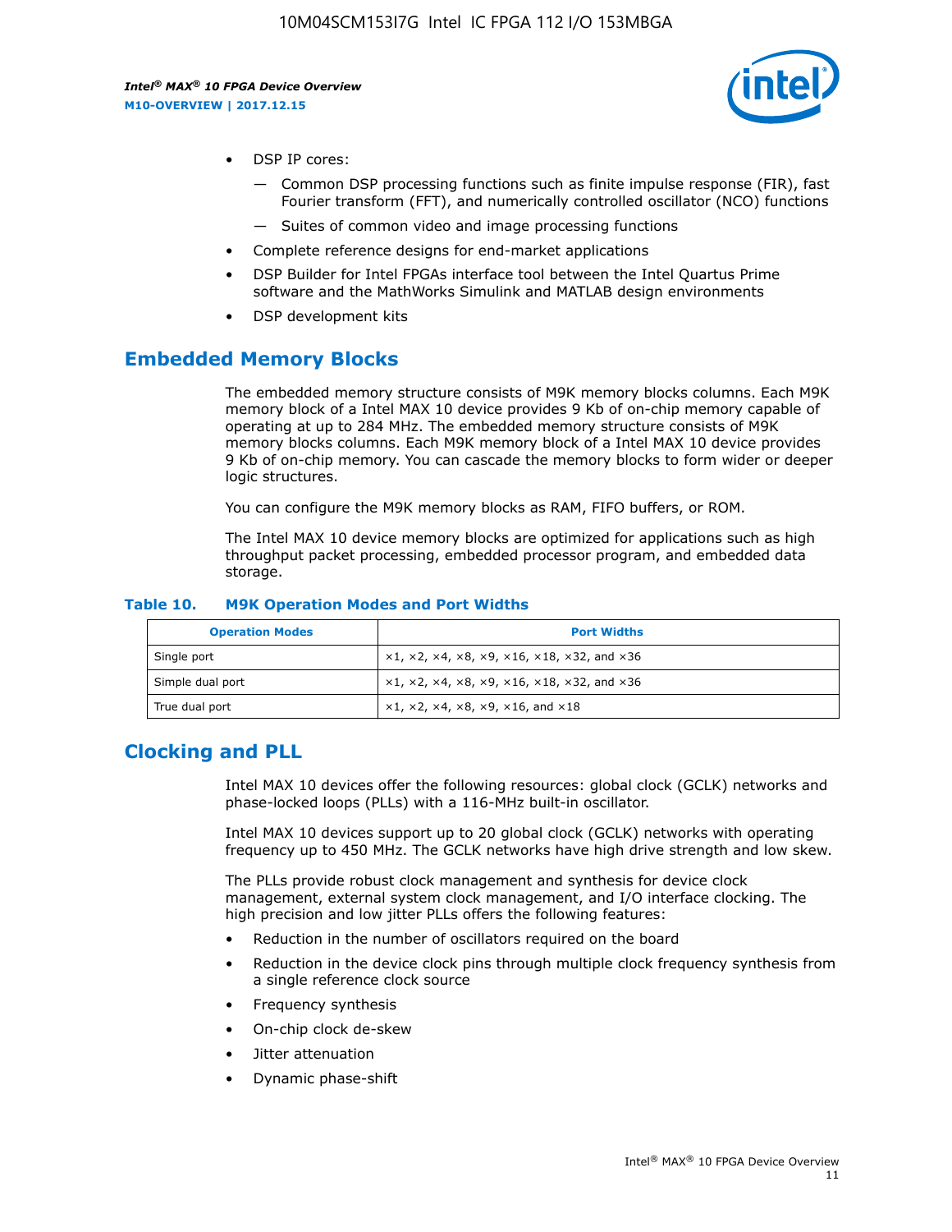- DSP IP cores:
  - Common DSP processing functions such as finite impulse response (FIR), fast Fourier transform (FFT), and numerically controlled oscillator (NCO) functions
  - Suites of common video and image processing functions
- Complete reference designs for end-market applications
- DSP Builder for Intel FPGAs interface tool between the Intel Quartus Prime software and the MathWorks Simulink and MATLAB design environments
- DSP development kits

## Embedded Memory Blocks

The embedded memory structure consists of M9K memory blocks columns. Each M9K memory block of a Intel MAX 10 device provides 9 Kb of on-chip memory capable of operating at up to 284 MHz. The embedded memory structure consists of M9K memory blocks columns. Each M9K memory block of a Intel MAX 10 device provides 9 Kb of on-chip memory. You can cascade the memory blocks to form wider or deeper logic structures.

You can configure the M9K memory blocks as RAM, FIFO buffers, or ROM.

The Intel MAX 10 device memory blocks are optimized for applications such as high throughput packet processing, embedded processor program, and embedded data storage.

**Table 10. M9K Operation Modes and Port Widths**

| Operation Modes | Port Widths |
| --- | --- |
| Single port | ×1, ×2, ×4, ×8, ×9, ×16, ×18, ×32, and ×36 |
| Simple dual port | ×1, ×2, ×4, ×8, ×9, ×16, ×18, ×32, and ×36 |
| True dual port | ×1, ×2, ×4, ×8, ×9, ×16, and ×18 |

## Clocking and PLL

Intel MAX 10 devices offer the following resources: global clock (GCLK) networks and phase-locked loops (PLLs) with a 116-MHz built-in oscillator.

Intel MAX 10 devices support up to 20 global clock (GCLK) networks with operating frequency up to 450 MHz. The GCLK networks have high drive strength and low skew.

The PLLs provide robust clock management and synthesis for device clock management, external system clock management, and I/O interface clocking. The high precision and low jitter PLLs offers the following features:

- Reduction in the number of oscillators required on the board
- Reduction in the device clock pins through multiple clock frequency synthesis from a single reference clock source
- Frequency synthesis
- On-chip clock de-skew
- Jitter attenuation
- Dynamic phase-shift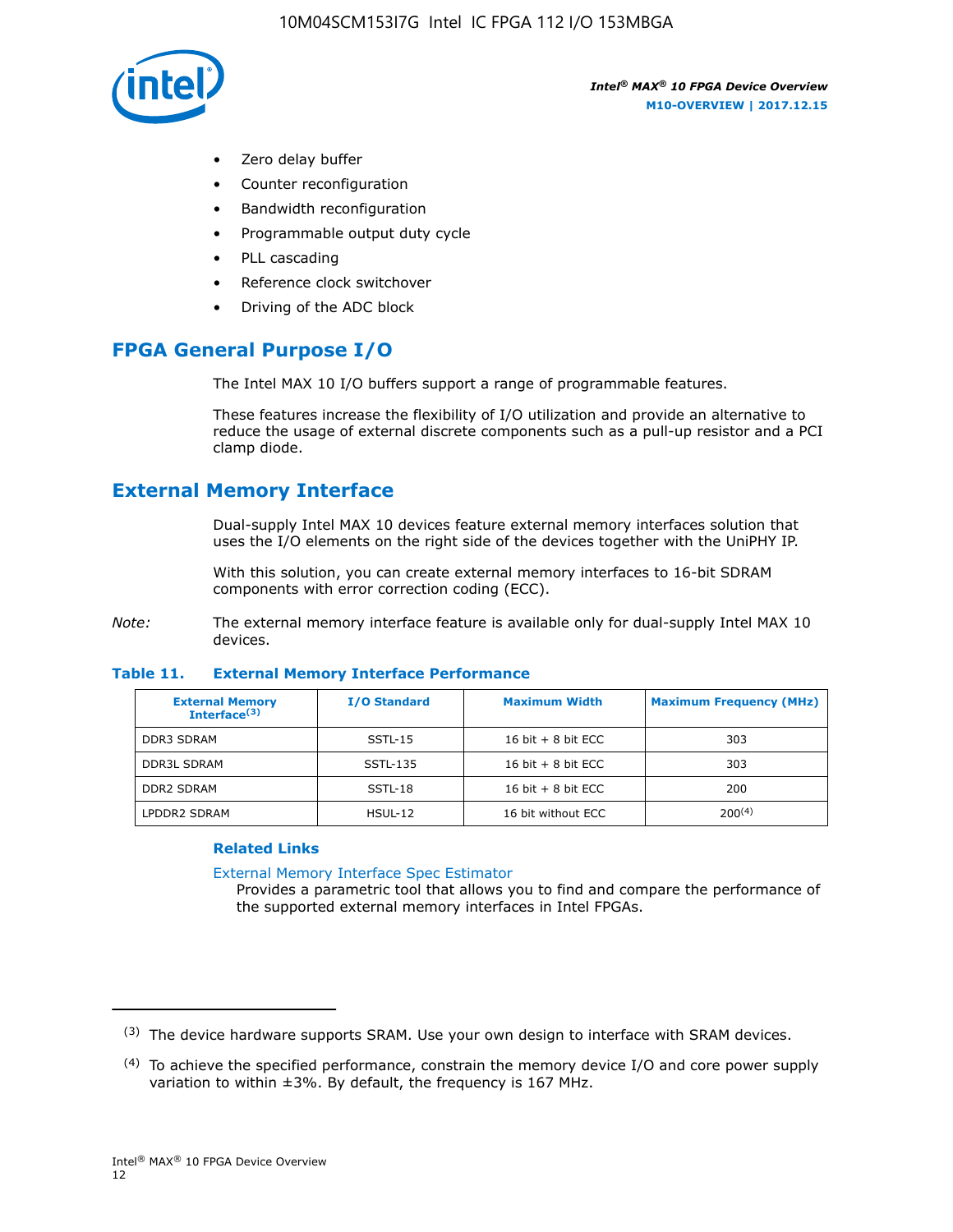- Zero delay buffer
- Counter reconfiguration
- Bandwidth reconfiguration
- Programmable output duty cycle
- PLL cascading
- Reference clock switchover
- Driving of the ADC block

## FPGA General Purpose I/O

The Intel MAX 10 I/O buffers support a range of programmable features.

These features increase the flexibility of I/O utilization and provide an alternative to reduce the usage of external discrete components such as a pull-up resistor and a PCI clamp diode.

## External Memory Interface

Dual-supply Intel MAX 10 devices feature external memory interfaces solution that uses the I/O elements on the right side of the devices together with the UniPHY IP.

With this solution, you can create external memory interfaces to 16-bit SDRAM components with error correction coding (ECC).

*Note:* The external memory interface feature is available only for dual-supply Intel MAX 10 devices.

**Table 11. External Memory Interface Performance**

| External Memory Interface[(3)] | I/O Standard | Maximum Width | Maximum Frequency (MHz) |
|---|---|---|---|
| DDR3 SDRAM | SSTL-15 | 16 bit + 8 bit ECC | 303 |
| DDR3L SDRAM | SSTL-135 | 16 bit + 8 bit ECC | 303 |
| DDR2 SDRAM | SSTL-18 | 16 bit + 8 bit ECC | 200 |
| LPDDR2 SDRAM | HSUL-12 | 16 bit without ECC | 200[(4)] |

#### Related Links

External Memory Interface Spec Estimator
Provides a parametric tool that allows you to find and compare the performance of the supported external memory interfaces in Intel FPGAs.

---

(3) The device hardware supports SRAM. Use your own design to interface with SRAM devices.

(4) To achieve the specified performance, constrain the memory device I/O and core power supply variation to within ±3%. By default, the frequency is 167 MHz.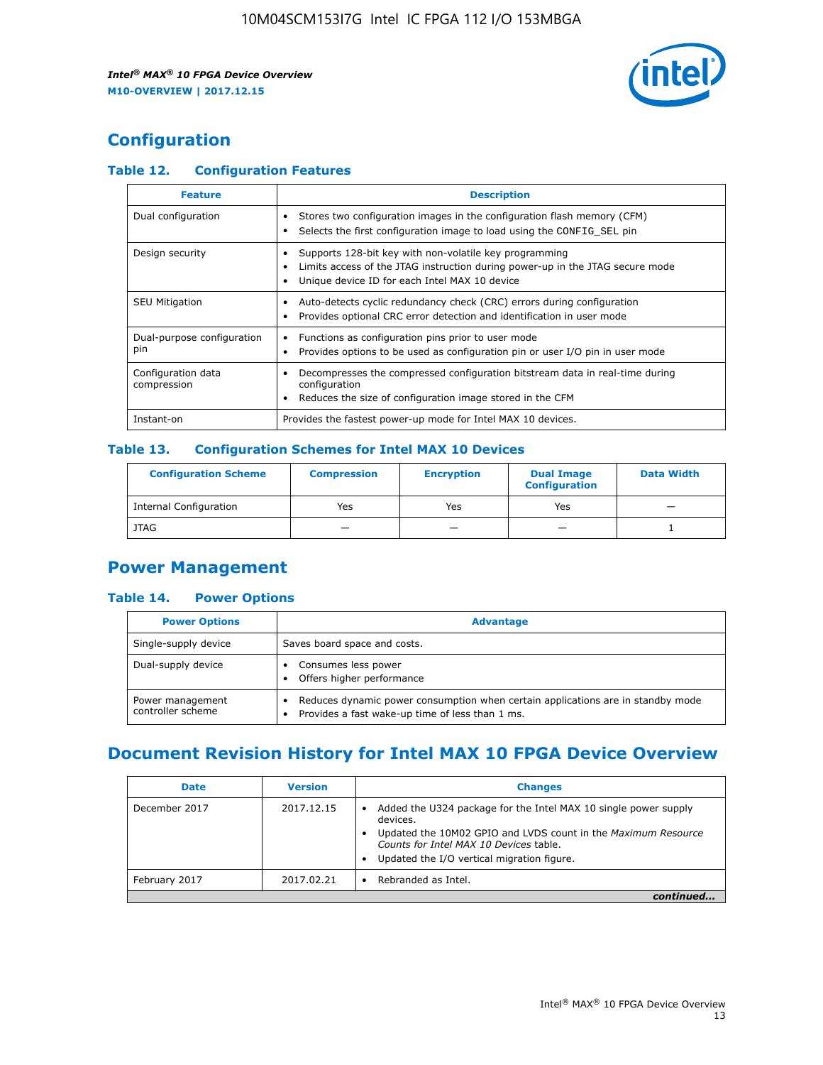## Configuration

### Table 12. Configuration Features

| Feature | Description |
| --- | --- |
| Dual configuration | • Stores two configuration images in the configuration flash memory (CFM)<br>• Selects the first configuration image to load using the CONFIG_SEL pin |
| Design security | • Supports 128-bit key with non-volatile key programming<br>• Limits access of the JTAG instruction during power-up in the JTAG secure mode<br>• Unique device ID for each Intel MAX 10 device |
| SEU Mitigation | • Auto-detects cyclic redundancy check (CRC) errors during configuration<br>• Provides optional CRC error detection and identification in user mode |
| Dual-purpose configuration pin | • Functions as configuration pins prior to user mode<br>• Provides options to be used as configuration pin or user I/O pin in user mode |
| Configuration data compression | • Decompresses the compressed configuration bitstream data in real-time during configuration<br>• Reduces the size of configuration image stored in the CFM |
| Instant-on | Provides the fastest power-up mode for Intel MAX 10 devices. |

### Table 13. Configuration Schemes for Intel MAX 10 Devices

| Configuration Scheme | Compression | Encryption | Dual Image Configuration | Data Width |
| --- | --- | --- | --- | --- |
| Internal Configuration | Yes | Yes | Yes | — |
| JTAG | — | — | — | 1 |

## Power Management

### Table 14. Power Options

| Power Options | Advantage |
| --- | --- |
| Single-supply device | Saves board space and costs. |
| Dual-supply device | • Consumes less power<br>• Offers higher performance |
| Power management controller scheme | • Reduces dynamic power consumption when certain applications are in standby mode<br>• Provides a fast wake-up time of less than 1 ms. |

## Document Revision History for Intel MAX 10 FPGA Device Overview

| Date | Version | Changes |
| --- | --- | --- |
| December 2017 | 2017.12.15 | • Added the U324 package for the Intel MAX 10 single power supply devices.<br>• Updated the 10M02 GPIO and LVDS count in the *Maximum Resource Counts for Intel MAX 10 Devices* table.<br>• Updated the I/O vertical migration figure. |
| February 2017 | 2017.02.21 | • Rebranded as Intel. |

*continued...*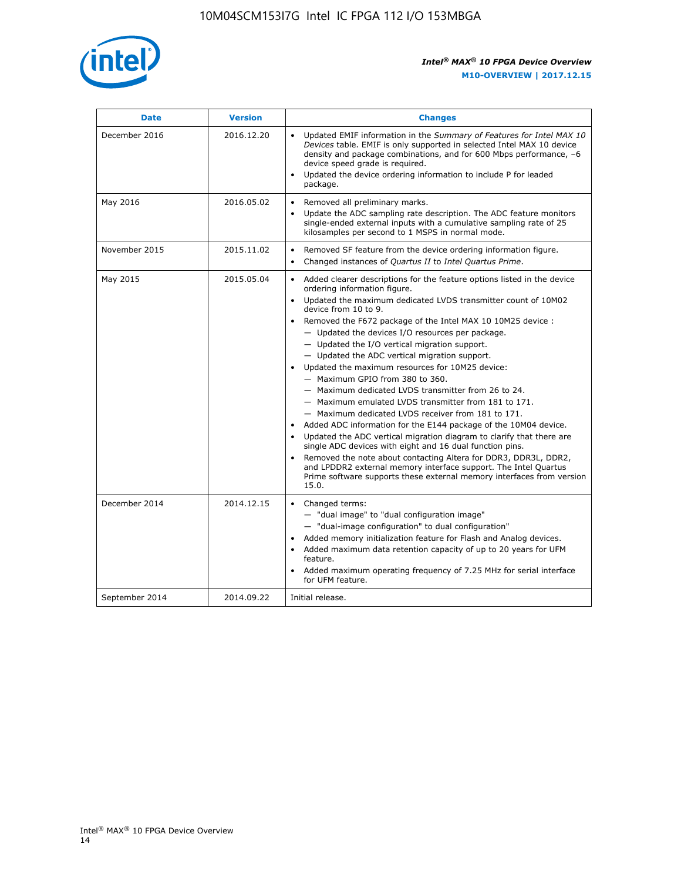| Date | Version | Changes |
| --- | --- | --- |
| December 2016 | 2016.12.20 | • Updated EMIF information in the *Summary of Features for Intel MAX 10 Devices* table. EMIF is only supported in selected Intel MAX 10 device density and package combinations, and for 600 Mbps performance, –6 device speed grade is required.<br>• Updated the device ordering information to include P for leaded package. |
| May 2016 | 2016.05.02 | • Removed all preliminary marks.<br>• Update the ADC sampling rate description. The ADC feature monitors single-ended external inputs with a cumulative sampling rate of 25 kilosamples per second to 1 MSPS in normal mode. |
| November 2015 | 2015.11.02 | • Removed SF feature from the device ordering information figure.<br>• Changed instances of *Quartus II* to *Intel Quartus Prime*. |
| May 2015 | 2015.05.04 | • Added clearer descriptions for the feature options listed in the device ordering information figure.<br>• Updated the maximum dedicated LVDS transmitter count of 10M02 device from 10 to 9.<br>• Removed the F672 package of the Intel MAX 10 10M25 device :<br>— Updated the devices I/O resources per package.<br>— Updated the I/O vertical migration support.<br>— Updated the ADC vertical migration support.<br>• Updated the maximum resources for 10M25 device:<br>— Maximum GPIO from 380 to 360.<br>— Maximum dedicated LVDS transmitter from 26 to 24.<br>— Maximum emulated LVDS transmitter from 181 to 171.<br>— Maximum dedicated LVDS receiver from 181 to 171.<br>• Added ADC information for the E144 package of the 10M04 device.<br>• Updated the ADC vertical migration diagram to clarify that there are single ADC devices with eight and 16 dual function pins.<br>• Removed the note about contacting Altera for DDR3, DDR3L, DDR2, and LPDDR2 external memory interface support. The Intel Quartus Prime software supports these external memory interfaces from version 15.0. |
| December 2014 | 2014.12.15 | • Changed terms:<br>— "dual image" to "dual configuration image"<br>— "dual-image configuration" to dual configuration"<br>• Added memory initialization feature for Flash and Analog devices.<br>• Added maximum data retention capacity of up to 20 years for UFM feature.<br>• Added maximum operating frequency of 7.25 MHz for serial interface for UFM feature. |
| September 2014 | 2014.09.22 | Initial release. |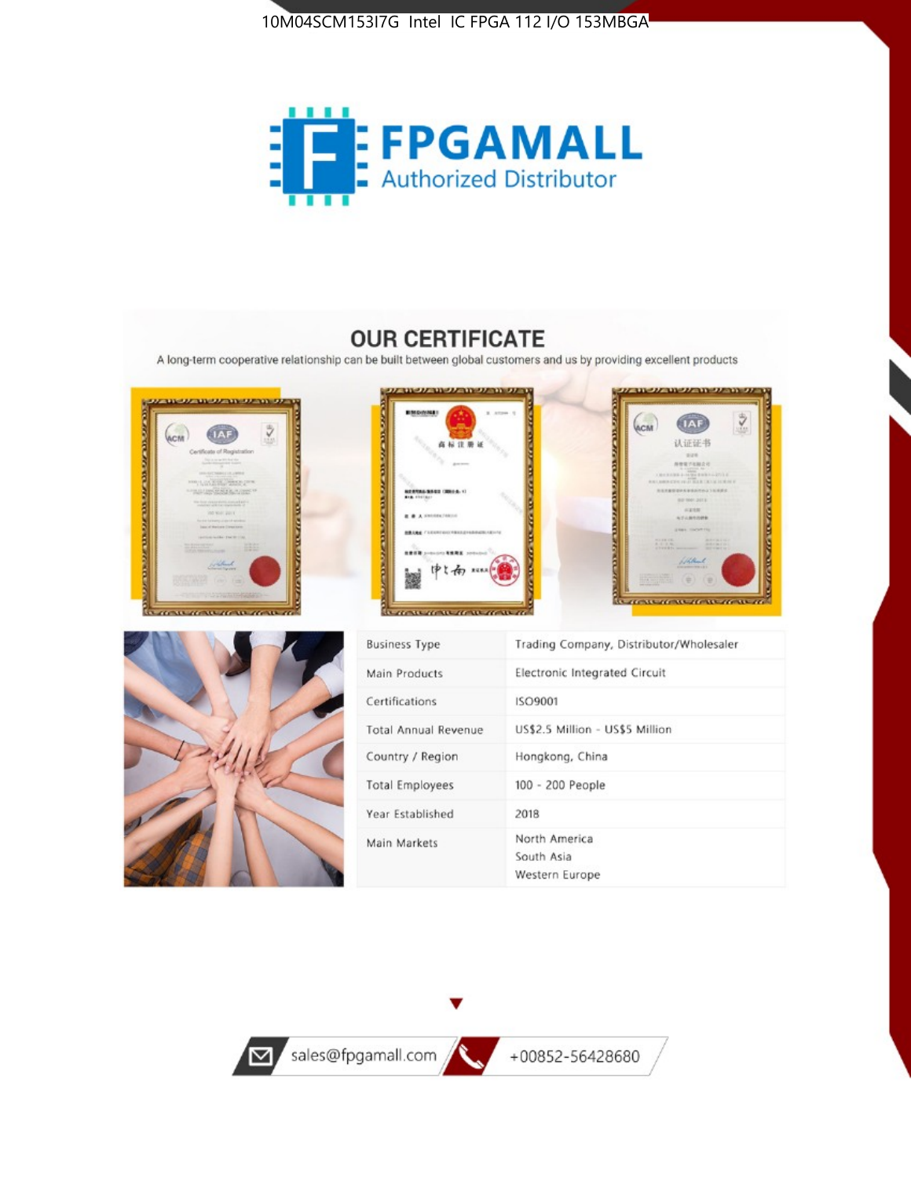FPGAMALL
Authorized Distributor

## OUR CERTIFICATE

A long-term cooperative relationship can be built between global customers and us by providing excellent products

| | |
|---|---|
| Business Type | Trading Company, Distributor/Wholesaler |
| Main Products | Electronic Integrated Circuit |
| Certifications | ISO9001 |
| Total Annual Revenue | US$2.5 Million - US$5 Million |
| Country / Region | Hongkong, China |
| Total Employees | 100 - 200 People |
| Year Established | 2018 |
| Main Markets | North America<br>South Asia<br>Western Europe |

sales@fpgamall.com +00852-56428680